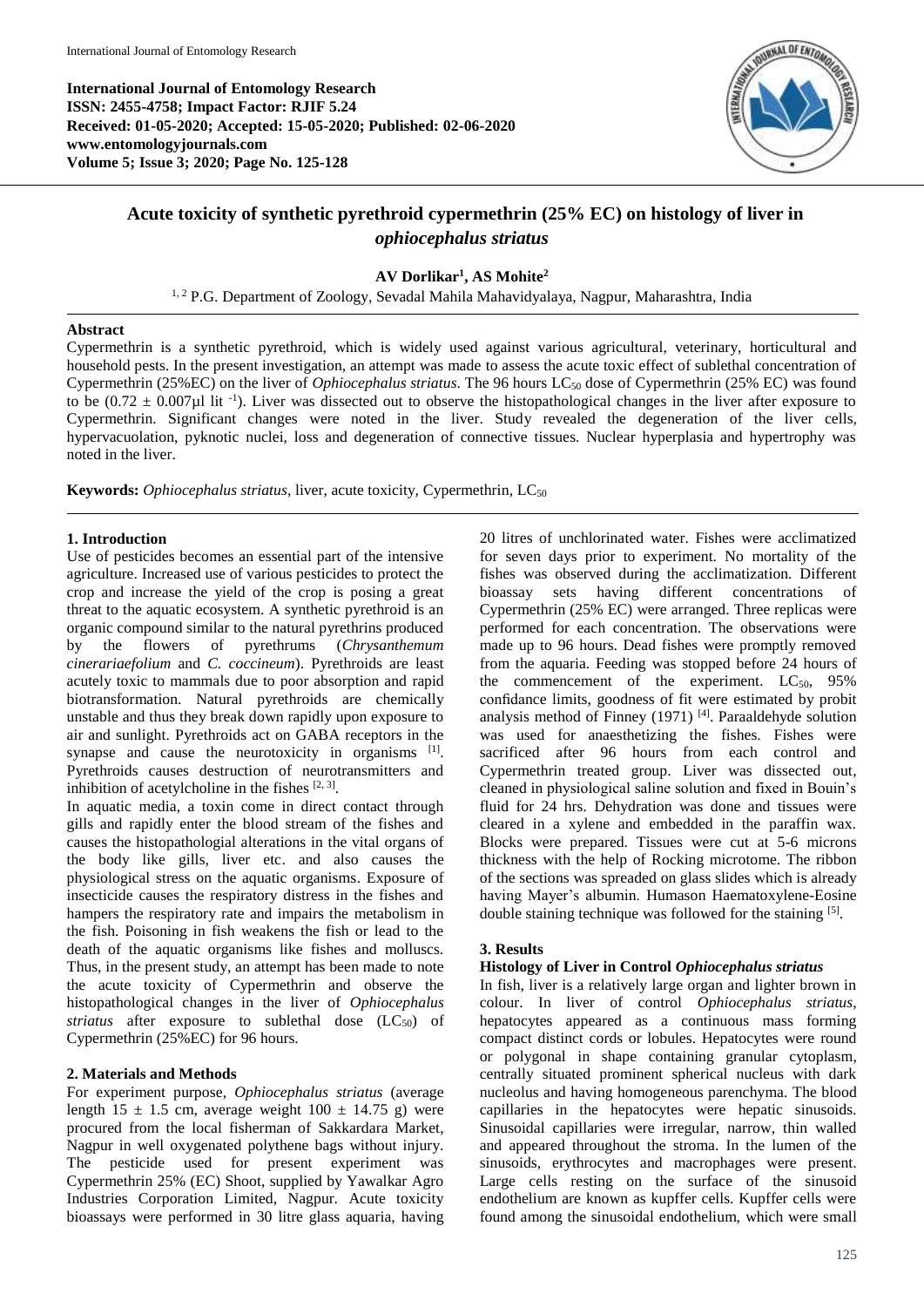**International Journal of Entomology Research**
**ISSN: 2455-4758; Impact Factor: RJIF 5.24**
**Received: 01-05-2020; Accepted: 15-05-2020; Published: 02-06-2020**
**www.entomologyjournals.com**
**Volume 5; Issue 3; 2020; Page No. 125-128**

# Acute toxicity of synthetic pyrethroid cypermethrin (25% EC) on histology of liver in *ophiocephalus striatus*

**AV Dorlikar[1], AS Mohite[2]**

[1, 2] P.G. Department of Zoology, Sevadal Mahila Mahavidyalaya, Nagpur, Maharashtra, India

## Abstract

Cypermethrin is a synthetic pyrethroid, which is widely used against various agricultural, veterinary, horticultural and household pests. In the present investigation, an attempt was made to assess the acute toxic effect of sublethal concentration of Cypermethrin (25%EC) on the liver of *Ophiocephalus striatus*. The 96 hours $LC_{50}$ dose of Cypermethrin (25% EC) was found to be ($0.72 \pm 0.007$µl lit $^{-1}$). Liver was dissected out to observe the histopathological changes in the liver after exposure to Cypermethrin. Significant changes were noted in the liver. Study revealed the degeneration of the liver cells, hypervacuolation, pyknotic nuclei, loss and degeneration of connective tissues. Nuclear hyperplasia and hypertrophy was noted in the liver.

**Keywords:** *Ophiocephalus striatus*, liver, acute toxicity, Cypermethrin, $LC_{50}$

## 1. Introduction

Use of pesticides becomes an essential part of the intensive agriculture. Increased use of various pesticides to protect the crop and increase the yield of the crop is posing a great threat to the aquatic ecosystem. A synthetic pyrethroid is an organic compound similar to the natural pyrethrins produced by the flowers of pyrethrums (*Chrysanthemum cinerariaefolium* and *C. coccineum*). Pyrethroids are least acutely toxic to mammals due to poor absorption and rapid biotransformation. Natural pyrethroids are chemically unstable and thus they break down rapidly upon exposure to air and sunlight. Pyrethroids act on GABA receptors in the synapse and cause the neurotoxicity in organisms [1]. Pyrethroids causes destruction of neurotransmitters and inhibition of acetylcholine in the fishes [2, 3].

In aquatic media, a toxin come in direct contact through gills and rapidly enter the blood stream of the fishes and causes the histopathologial alterations in the vital organs of the body like gills, liver etc. and also causes the physiological stress on the aquatic organisms. Exposure of insecticide causes the respiratory distress in the fishes and hampers the respiratory rate and impairs the metabolism in the fish. Poisoning in fish weakens the fish or lead to the death of the aquatic organisms like fishes and molluscs. Thus, in the present study, an attempt has been made to note the acute toxicity of Cypermethrin and observe the histopathological changes in the liver of *Ophiocephalus striatus* after exposure to sublethal dose ($LC_{50}$) of Cypermethrin (25%EC) for 96 hours.

## 2. Materials and Methods

For experiment purpose, *Ophiocephalus striatus* (average length $15 \pm 1.5$ cm, average weight $100 \pm 14.75$ g) were procured from the local fisherman of Sakkardara Market, Nagpur in well oxygenated polythene bags without injury. The pesticide used for present experiment was Cypermethrin 25% (EC) Shoot, supplied by Yawalkar Agro Industries Corporation Limited, Nagpur. Acute toxicity bioassays were performed in 30 litre glass aquaria, having 20 litres of unchlorinated water. Fishes were acclimatized for seven days prior to experiment. No mortality of the fishes was observed during the acclimatization. Different bioassay sets having different concentrations of Cypermethrin (25% EC) were arranged. Three replicas were performed for each concentration. The observations were made up to 96 hours. Dead fishes were promptly removed from the aquaria. Feeding was stopped before 24 hours of the commencement of the experiment. $LC_{50}$, 95% confidance limits, goodness of fit were estimated by probit analysis method of Finney (1971) [4]. Paraaldehyde solution was used for anaesthetizing the fishes. Fishes were sacrificed after 96 hours from each control and Cypermethrin treated group. Liver was dissected out, cleaned in physiological saline solution and fixed in Bouin's fluid for 24 hrs. Dehydration was done and tissues were cleared in a xylene and embedded in the paraffin wax. Blocks were prepared. Tissues were cut at 5-6 microns thickness with the help of Rocking microtome. The ribbon of the sections was spreaded on glass slides which is already having Mayer's albumin. Humason Haematoxylene-Eosine double staining technique was followed for the staining [5].

## 3. Results

### Histology of Liver in Control *Ophiocephalus striatus*

In fish, liver is a relatively large organ and lighter brown in colour. In liver of control *Ophiocephalus striatus*, hepatocytes appeared as a continuous mass forming compact distinct cords or lobules. Hepatocytes were round or polygonal in shape containing granular cytoplasm, centrally situated prominent spherical nucleus with dark nucleolus and having homogeneous parenchyma. The blood capillaries in the hepatocytes were hepatic sinusoids. Sinusoidal capillaries were irregular, narrow, thin walled and appeared throughout the stroma. In the lumen of the sinusoids, erythrocytes and macrophages were present. Large cells resting on the surface of the sinusoid endothelium are known as kupffer cells. Kupffer cells were found among the sinusoidal endothelium, which were small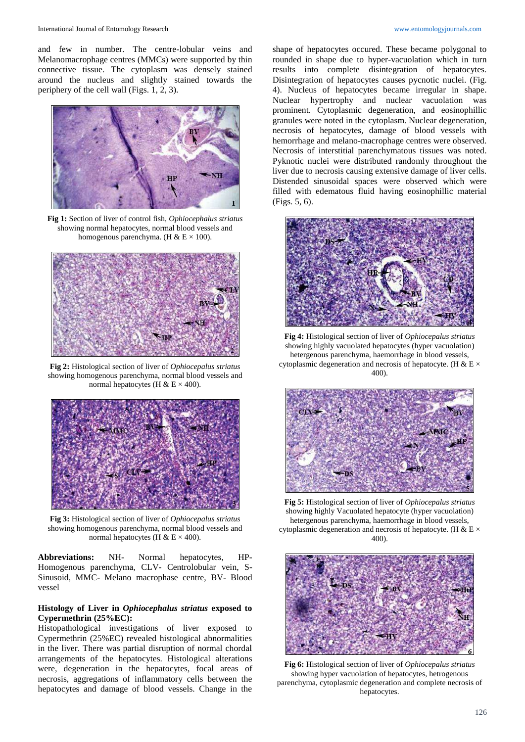and few in number. The centre-lobular veins and Melanomacrophage centres (MMCs) were supported by thin connective tissue. The cytoplasm was densely stained around the nucleus and slightly stained towards the periphery of the cell wall (Figs. 1, 2, 3).

**Fig 1:** Section of liver of control fish, *Ophiocephalus striatus* showing normal hepatocytes, normal blood vessels and homogenous parenchyma. (H & E × 100).

**Fig 2:** Histological section of liver of *Ophiocepalus striatus* showing homogenous parenchyma, normal blood vessels and normal hepatocytes (H & E × 400).

**Fig 3:** Histological section of liver of *Ophiocepalus striatus* showing homogenous parenchyma, normal blood vessels and normal hepatocytes (H & E × 400).

**Abbreviations:** NH- Normal hepatocytes, HP- Homogenous parenchyma, CLV- Centrolobular vein, S- Sinusoid, MMC- Melano macrophage centre, BV- Blood vessel

### Histology of Liver in *Ophiocephalus striatus* exposed to Cypermethrin (25%EC):

Histopathological investigations of liver exposed to Cypermethrin (25%EC) revealed histological abnormalities in the liver. There was partial disruption of normal chordal arrangements of the hepatocytes. Histological alterations were, degeneration in the hepatocytes, focal areas of necrosis, aggregations of inflammatory cells between the hepatocytes and damage of blood vessels. Change in the shape of hepatocytes occured. These became polygonal to rounded in shape due to hyper-vacuolation which in turn results into complete disintegration of hepatocytes. Disintegration of hepatocytes causes pycnotic nuclei. (Fig. 4). Nucleus of hepatocytes became irregular in shape. Nuclear hypertrophy and nuclear vacuolation was prominent. Cytoplasmic degeneration, and eosinophillic granules were noted in the cytoplasm. Nuclear degeneration, necrosis of hepatocytes, damage of blood vessels with hemorrhage and melano-macrophage centres were observed. Necrosis of interstitial parenchymatous tissues was noted. Pyknotic nuclei were distributed randomly throughout the liver due to necrosis causing extensive damage of liver cells. Distended sinusoidal spaces were observed which were filled with edematous fluid having eosinophillic material (Figs. 5, 6).

**Fig 4:** Histological section of liver of *Ophiocepalus striatus* showing highly vacuolated hepatocytes (hyper vacuolation) hetergenous parenchyma, haemorrhage in blood vessels, cytoplasmic degeneration and necrosis of hepatocyte. (H & E × 400).

**Fig 5:** Histological section of liver of *Ophiocepalus striatus* showing highly Vacuolated hepatocyte (hyper vacuolation) hetergenous parenchyma, haemorrhage in blood vessels, cytoplasmic degeneration and necrosis of hepatocyte. (H & E × 400).

**Fig 6:** Histological section of liver of *Ophiocepalus striatus* showing hyper vacuolation of hepatocytes, hetrogenous parenchyma, cytoplasmic degeneration and complete necrosis of hepatocytes.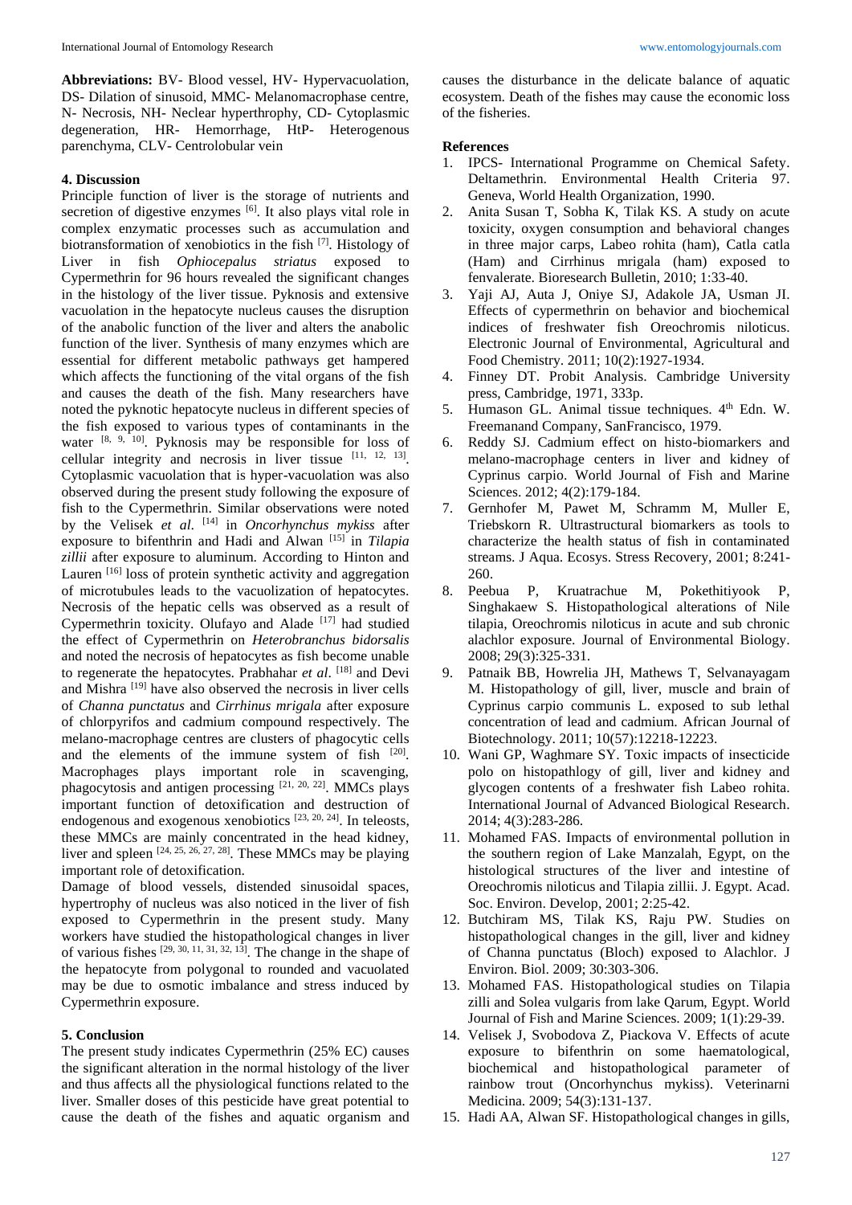**Abbreviations:** BV- Blood vessel, HV- Hypervacuolation, DS- Dilation of sinusoid, MMC- Melanomacrophage centre, N- Necrosis, NH- Neclear hyperthrophy, CD- Cytoplasmic degeneration, HR- Hemorrhage, HtP- Heterogenous parenchyma, CLV- Centrolobular vein

## 4. Discussion

Principle function of liver is the storage of nutrients and secretion of digestive enzymes [6]. It also plays vital role in complex enzymatic processes such as accumulation and biotransformation of xenobiotics in the fish [7]. Histology of Liver in fish *Ophiocepalus striatus* exposed to Cypermethrin for 96 hours revealed the significant changes in the histology of the liver tissue. Pyknosis and extensive vacuolation in the hepatocyte nucleus causes the disruption of the anabolic function of the liver and alters the anabolic function of the liver. Synthesis of many enzymes which are essential for different metabolic pathways get hampered which affects the functioning of the vital organs of the fish and causes the death of the fish. Many researchers have noted the pyknotic hepatocyte nucleus in different species of the fish exposed to various types of contaminants in the water [8, 9, 10]. Pyknosis may be responsible for loss of cellular integrity and necrosis in liver tissue [11, 12, 13]. Cytoplasmic vacuolation that is hyper-vacuolation was also observed during the present study following the exposure of fish to the Cypermethrin. Similar observations were noted by the Velisek *et al*. [14] in *Oncorhynchus mykiss* after exposure to bifenthrin and Hadi and Alwan [15] in *Tilapia zillii* after exposure to aluminum. According to Hinton and Lauren [16] loss of protein synthetic activity and aggregation of microtubules leads to the vacuolization of hepatocytes. Necrosis of the hepatic cells was observed as a result of Cypermethrin toxicity. Olufayo and Alade [17] had studied the effect of Cypermethrin on *Heterobranchus bidorsalis* and noted the necrosis of hepatocytes as fish become unable to regenerate the hepatocytes. Prabhahar *et al*. [18] and Devi and Mishra [19] have also observed the necrosis in liver cells of *Channa punctatus* and *Cirrhinus mrigala* after exposure of chlorpyrifos and cadmium compound respectively. The melano-macrophage centres are clusters of phagocytic cells and the elements of the immune system of fish [20]. Macrophages plays important role in scavenging, phagocytosis and antigen processing [21, 20, 22]. MMCs plays important function of detoxification and destruction of endogenous and exogenous xenobiotics [23, 20, 24]. In teleosts, these MMCs are mainly concentrated in the head kidney, liver and spleen [24, 25, 26, 27, 28]. These MMCs may be playing important role of detoxification.

Damage of blood vessels, distended sinusoidal spaces, hypertrophy of nucleus was also noticed in the liver of fish exposed to Cypermethrin in the present study. Many workers have studied the histopathological changes in liver of various fishes [29, 30, 11, 31, 32, 13]. The change in the shape of the hepatocyte from polygonal to rounded and vacuolated may be due to osmotic imbalance and stress induced by Cypermethrin exposure.

## 5. Conclusion

The present study indicates Cypermethrin (25% EC) causes the significant alteration in the normal histology of the liver and thus affects all the physiological functions related to the liver. Smaller doses of this pesticide have great potential to cause the death of the fishes and aquatic organism and causes the disturbance in the delicate balance of aquatic ecosystem. Death of the fishes may cause the economic loss of the fisheries.

## References

1. IPCS- International Programme on Chemical Safety. Deltamethrin. Environmental Health Criteria 97. Geneva, World Health Organization, 1990.
2. Anita Susan T, Sobha K, Tilak KS. A study on acute toxicity, oxygen consumption and behavioral changes in three major carps, Labeo rohita (ham), Catla catla (Ham) and Cirrhinus mrigala (ham) exposed to fenvalerate. Bioresearch Bulletin, 2010; 1:33-40.
3. Yaji AJ, Auta J, Oniye SJ, Adakole JA, Usman JI. Effects of cypermethrin on behavior and biochemical indices of freshwater fish Oreochromis niloticus. Electronic Journal of Environmental, Agricultural and Food Chemistry. 2011; 10(2):1927-1934.
4. Finney DT. Probit Analysis. Cambridge University press, Cambridge, 1971, 333p.
5. Humason GL. Animal tissue techniques. 4th Edn. W. Freemanand Company, SanFrancisco, 1979.
6. Reddy SJ. Cadmium effect on histo-biomarkers and melano-macrophage centers in liver and kidney of Cyprinus carpio. World Journal of Fish and Marine Sciences. 2012; 4(2):179-184.
7. Gernhofer M, Pawet M, Schramm M, Muller E, Triebskorn R. Ultrastructural biomarkers as tools to characterize the health status of fish in contaminated streams. J Aqua. Ecosys. Stress Recovery, 2001; 8:241-260.
8. Peebua P, Kruatrachue M, Pokethitiyook P, Singhakaew S. Histopathological alterations of Nile tilapia, Oreochromis niloticus in acute and sub chronic alachlor exposure. Journal of Environmental Biology. 2008; 29(3):325-331.
9. Patnaik BB, Howrelia JH, Mathews T, Selvanayagam M. Histopathology of gill, liver, muscle and brain of Cyprinus carpio communis L. exposed to sub lethal concentration of lead and cadmium. African Journal of Biotechnology. 2011; 10(57):12218-12223.
10. Wani GP, Waghmare SY. Toxic impacts of insecticide polo on histopathlogy of gill, liver and kidney and glycogen contents of a freshwater fish Labeo rohita. International Journal of Advanced Biological Research. 2014; 4(3):283-286.
11. Mohamed FAS. Impacts of environmental pollution in the southern region of Lake Manzalah, Egypt, on the histological structures of the liver and intestine of Oreochromis niloticus and Tilapia zillii. J. Egypt. Acad. Soc. Environ. Develop, 2001; 2:25-42.
12. Butchiram MS, Tilak KS, Raju PW. Studies on histopathological changes in the gill, liver and kidney of Channa punctatus (Bloch) exposed to Alachlor. J Environ. Biol. 2009; 30:303-306.
13. Mohamed FAS. Histopathological studies on Tilapia zilli and Solea vulgaris from lake Qarum, Egypt. World Journal of Fish and Marine Sciences. 2009; 1(1):29-39.
14. Velisek J, Svobodova Z, Piackova V. Effects of acute exposure to bifenthrin on some haematological, biochemical and histopathological parameter of rainbow trout (Oncorhynchus mykiss). Veterinarni Medicina. 2009; 54(3):131-137.
15. Hadi AA, Alwan SF. Histopathological changes in gills,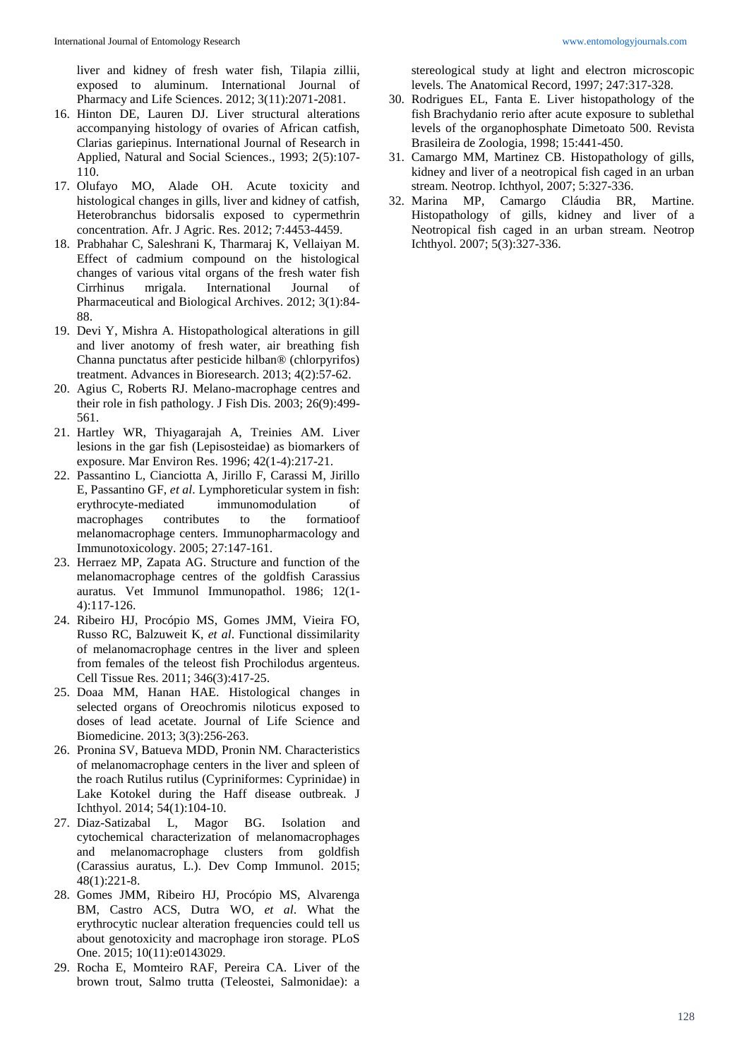liver and kidney of fresh water fish, Tilapia zillii, exposed to aluminum. International Journal of Pharmacy and Life Sciences. 2012; 3(11):2071-2081.

16. Hinton DE, Lauren DJ. Liver structural alterations accompanying histology of ovaries of African catfish, Clarias gariepinus. International Journal of Research in Applied, Natural and Social Sciences., 1993; 2(5):107-110.
17. Olufayo MO, Alade OH. Acute toxicity and histological changes in gills, liver and kidney of catfish, Heterobranchus bidorsalis exposed to cypermethrin concentration. Afr. J Agric. Res. 2012; 7:4453-4459.
18. Prabhahar C, Saleshrani K, Tharmaraj K, Vellaiyan M. Effect of cadmium compound on the histological changes of various vital organs of the fresh water fish Cirrhinus mrigala. International Journal of Pharmaceutical and Biological Archives. 2012; 3(1):84-88.
19. Devi Y, Mishra A. Histopathological alterations in gill and liver anotomy of fresh water, air breathing fish Channa punctatus after pesticide hilban® (chlorpyrifos) treatment. Advances in Bioresearch. 2013; 4(2):57-62.
20. Agius C, Roberts RJ. Melano-macrophage centres and their role in fish pathology. J Fish Dis. 2003; 26(9):499-561.
21. Hartley WR, Thiyagarajah A, Treinies AM. Liver lesions in the gar fish (Lepisosteidae) as biomarkers of exposure. Mar Environ Res. 1996; 42(1-4):217-21.
22. Passantino L, Cianciotta A, Jirillo F, Carassi M, Jirillo E, Passantino GF, *et al*. Lymphoreticular system in fish: erythrocyte-mediated immunomodulation of macrophages contributes to the formatioof melanomacrophage centers. Immunopharmacology and Immunotoxicology. 2005; 27:147-161.
23. Herraez MP, Zapata AG. Structure and function of the melanomacrophage centres of the goldfish Carassius auratus. Vet Immunol Immunopathol. 1986; 12(1-4):117-126.
24. Ribeiro HJ, Procópio MS, Gomes JMM, Vieira FO, Russo RC, Balzuweit K, *et al*. Functional dissimilarity of melanomacrophage centres in the liver and spleen from females of the teleost fish Prochilodus argenteus. Cell Tissue Res. 2011; 346(3):417-25.
25. Doaa MM, Hanan HAE. Histological changes in selected organs of Oreochromis niloticus exposed to doses of lead acetate. Journal of Life Science and Biomedicine. 2013; 3(3):256-263.
26. Pronina SV, Batueva MDD, Pronin NM. Characteristics of melanomacrophage centers in the liver and spleen of the roach Rutilus rutilus (Cypriniformes: Cyprinidae) in Lake Kotokel during the Haff disease outbreak. J Ichthyol. 2014; 54(1):104-10.
27. Diaz-Satizabal L, Magor BG. Isolation and cytochemical characterization of melanomacrophages and melanomacrophage clusters from goldfish (Carassius auratus, L.). Dev Comp Immunol. 2015; 48(1):221-8.
28. Gomes JMM, Ribeiro HJ, Procópio MS, Alvarenga BM, Castro ACS, Dutra WO, *et al*. What the erythrocytic nuclear alteration frequencies could tell us about genotoxicity and macrophage iron storage. PLoS One. 2015; 10(11):e0143029.
29. Rocha E, Momteiro RAF, Pereira CA. Liver of the brown trout, Salmo trutta (Teleostei, Salmonidae): a stereological study at light and electron microscopic levels. The Anatomical Record, 1997; 247:317-328.
30. Rodrigues EL, Fanta E. Liver histopathology of the fish Brachydanio rerio after acute exposure to sublethal levels of the organophosphate Dimetoato 500. Revista Brasileira de Zoologia, 1998; 15:441-450.
31. Camargo MM, Martinez CB. Histopathology of gills, kidney and liver of a neotropical fish caged in an urban stream. Neotrop. Ichthyol, 2007; 5:327-336.
32. Marina MP, Camargo Cláudia BR, Martine. Histopathology of gills, kidney and liver of a Neotropical fish caged in an urban stream. Neotrop Ichthyol. 2007; 5(3):327-336.